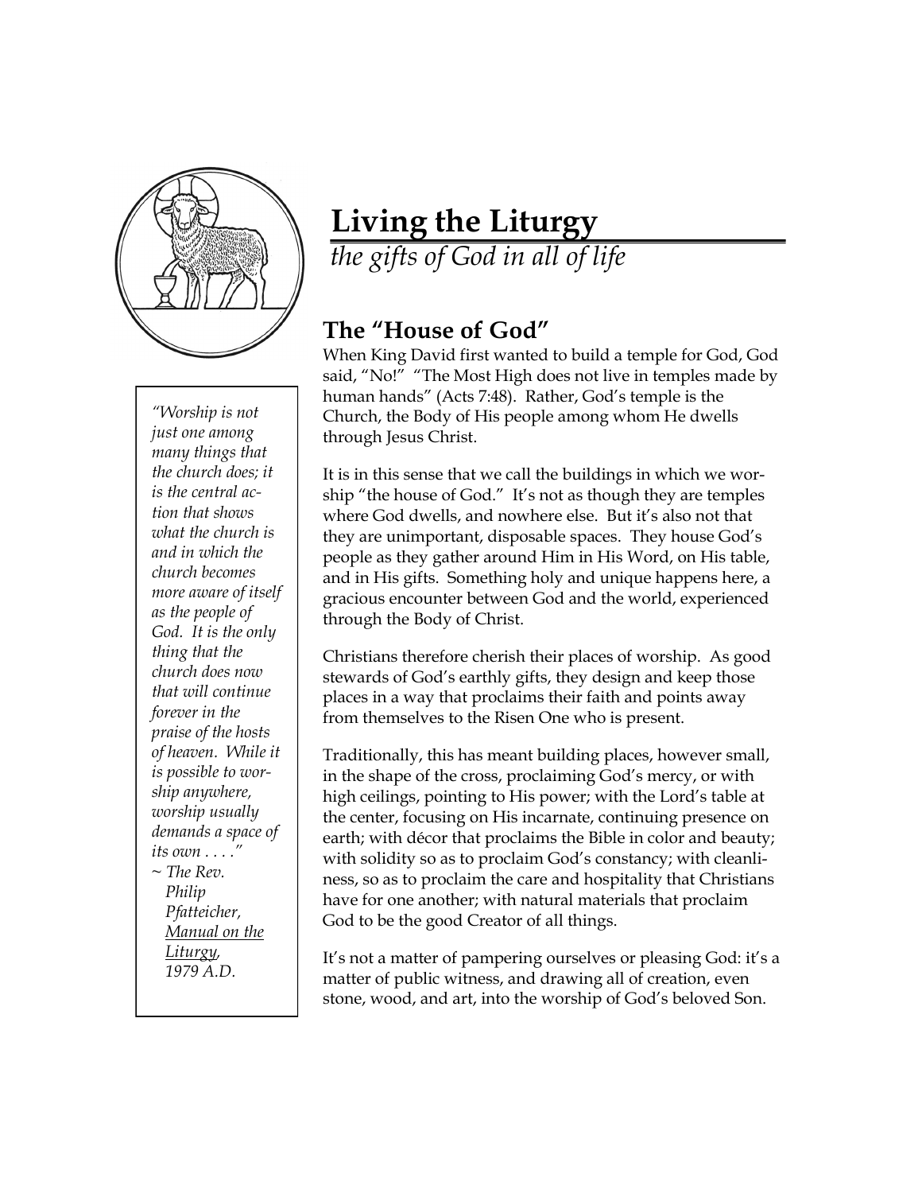# Living the Liturgy

*the gifts of God in all of life*

## The "House of God"

When King David first wanted to build a temple for God, God said, "No!" "The Most High does not live in temples made by human hands" (Acts 7:48). Rather, God's temple is the Church, the Body of His people among whom He dwells through Jesus Christ.

It is in this sense that we call the buildings in which we worship "the house of God." It's not as though they are temples where God dwells, and nowhere else. But it's also not that they are unimportant, disposable spaces. They house God's people as they gather around Him in His Word, on His table, and in His gifts. Something holy and unique happens here, a gracious encounter between God and the world, experienced through the Body of Christ.

Christians therefore cherish their places of worship. As good stewards of God's earthly gifts, they design and keep those places in a way that proclaims their faith and points away from themselves to the Risen One who is present.

Traditionally, this has meant building places, however small, in the shape of the cross, proclaiming God's mercy, or with high ceilings, pointing to His power; with the Lord's table at the center, focusing on His incarnate, continuing presence on earth; with décor that proclaims the Bible in color and beauty; with solidity so as to proclaim God's constancy; with cleanliness, so as to proclaim the care and hospitality that Christians have for one another; with natural materials that proclaim God to be the good Creator of all things.

It's not a matter of pampering ourselves or pleasing God: it's a matter of public witness, and drawing all of creation, even stone, wood, and art, into the worship of God's beloved Son.

> *"Worship is not just one among many things that the church does; it is the central action that shows what the church is and in which the church becomes more aware of itself as the people of God. It is the only thing that the church does now that will continue forever in the praise of the hosts of heaven. While it is possible to worship anywhere, worship usually demands a space of its own . . . ."*
> *~ The Rev. Philip Pfatteicher, Manual on the Liturgy, 1979 A.D.*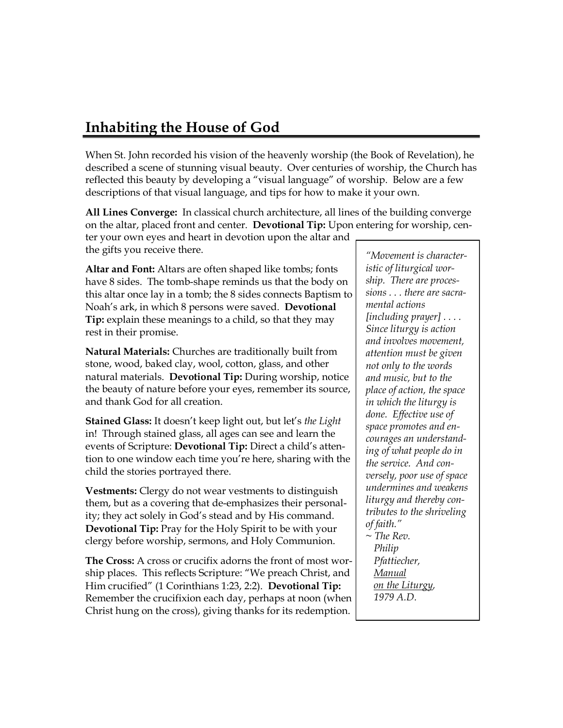## Inhabiting the House of God

When St. John recorded his vision of the heavenly worship (the Book of Revelation), he described a scene of stunning visual beauty. Over centuries of worship, the Church has reflected this beauty by developing a "visual language" of worship. Below are a few descriptions of that visual language, and tips for how to make it your own.

**All Lines Converge:** In classical church architecture, all lines of the building converge on the altar, placed front and center. **Devotional Tip:** Upon entering for worship, center your own eyes and heart in devotion upon the altar and the gifts you receive there.

**Altar and Font:** Altars are often shaped like tombs; fonts have 8 sides. The tomb-shape reminds us that the body on this altar once lay in a tomb; the 8 sides connects Baptism to Noah's ark, in which 8 persons were saved. **Devotional Tip:** explain these meanings to a child, so that they may rest in their promise.

**Natural Materials:** Churches are traditionally built from stone, wood, baked clay, wool, cotton, glass, and other natural materials. **Devotional Tip:** During worship, notice the beauty of nature before your eyes, remember its source, and thank God for all creation.

**Stained Glass:** It doesn't keep light out, but let's *the Light* in! Through stained glass, all ages can see and learn the events of Scripture: **Devotional Tip:** Direct a child's attention to one window each time you're here, sharing with the child the stories portrayed there.

**Vestments:** Clergy do not wear vestments to distinguish them, but as a covering that de-emphasizes their personality; they act solely in God's stead and by His command. **Devotional Tip:** Pray for the Holy Spirit to be with your clergy before worship, sermons, and Holy Communion.

**The Cross:** A cross or crucifix adorns the front of most worship places. This reflects Scripture: "We preach Christ, and Him crucified" (1 Corinthians 1:23, 2:2). **Devotional Tip:** Remember the crucifixion each day, perhaps at noon (when Christ hung on the cross), giving thanks for its redemption.

> *"Movement is characteristic of liturgical worship. There are processions . . . there are sacramental actions [including prayer] . . . . Since liturgy is action and involves movement, attention must be given not only to the words and music, but to the place of action, the space in which the liturgy is done. Effective use of space promotes and encourages an understanding of what people do in the service. And conversely, poor use of space undermines and weakens liturgy and thereby contributes to the shriveling of faith."*
>
> *~ The Rev. Philip Pfattiecher, Manual on the Liturgy, 1979 A.D.*